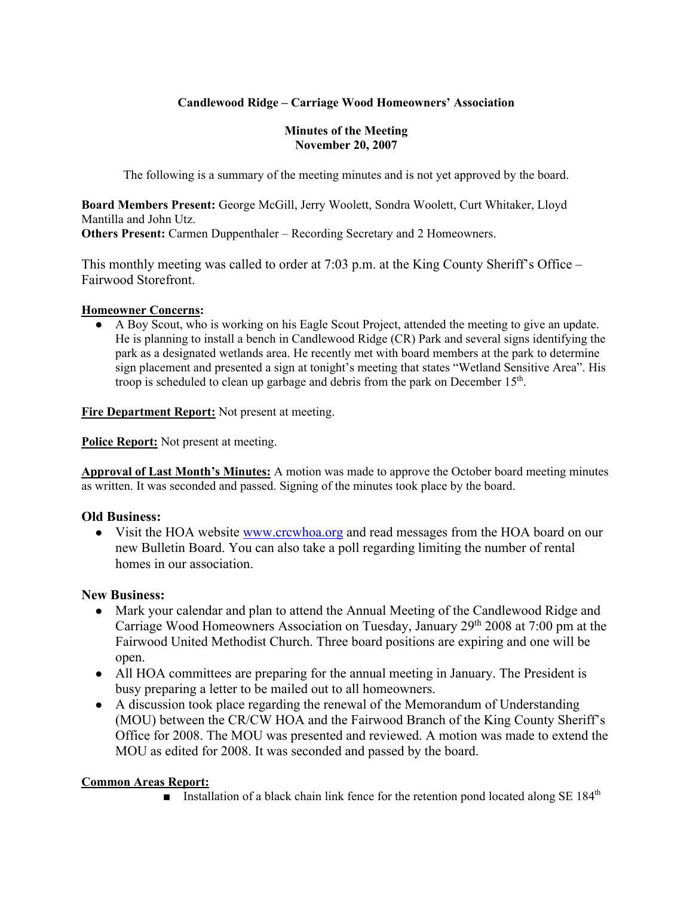**Candlewood Ridge – Carriage Wood Homeowners' Association**

**Minutes of the Meeting**
**November 20, 2007**

The following is a summary of the meeting minutes and is not yet approved by the board.

**Board Members Present:** George McGill, Jerry Woolett, Sondra Woolett, Curt Whitaker, Lloyd Mantilla and John Utz.
**Others Present:** Carmen Duppenthaler – Recording Secretary and 2 Homeowners.

This monthly meeting was called to order at 7:03 p.m. at the King County Sheriff's Office – Fairwood Storefront.

**Homeowner Concerns:**

- A Boy Scout, who is working on his Eagle Scout Project, attended the meeting to give an update. He is planning to install a bench in Candlewood Ridge (CR) Park and several signs identifying the park as a designated wetlands area. He recently met with board members at the park to determine sign placement and presented a sign at tonight's meeting that states "Wetland Sensitive Area". His troop is scheduled to clean up garbage and debris from the park on December 15th.

**Fire Department Report:** Not present at meeting.

**Police Report:** Not present at meeting.

**Approval of Last Month's Minutes:** A motion was made to approve the October board meeting minutes as written. It was seconded and passed. Signing of the minutes took place by the board.

**Old Business:**

- Visit the HOA website www.crcwhoa.org and read messages from the HOA board on our new Bulletin Board. You can also take a poll regarding limiting the number of rental homes in our association.

**New Business:**

- Mark your calendar and plan to attend the Annual Meeting of the Candlewood Ridge and Carriage Wood Homeowners Association on Tuesday, January 29th 2008 at 7:00 pm at the Fairwood United Methodist Church. Three board positions are expiring and one will be open.
- All HOA committees are preparing for the annual meeting in January. The President is busy preparing a letter to be mailed out to all homeowners.
- A discussion took place regarding the renewal of the Memorandum of Understanding (MOU) between the CR/CW HOA and the Fairwood Branch of the King County Sheriff's Office for 2008. The MOU was presented and reviewed. A motion was made to extend the MOU as edited for 2008. It was seconded and passed by the board.

**Common Areas Report:**

- Installation of a black chain link fence for the retention pond located along SE 184th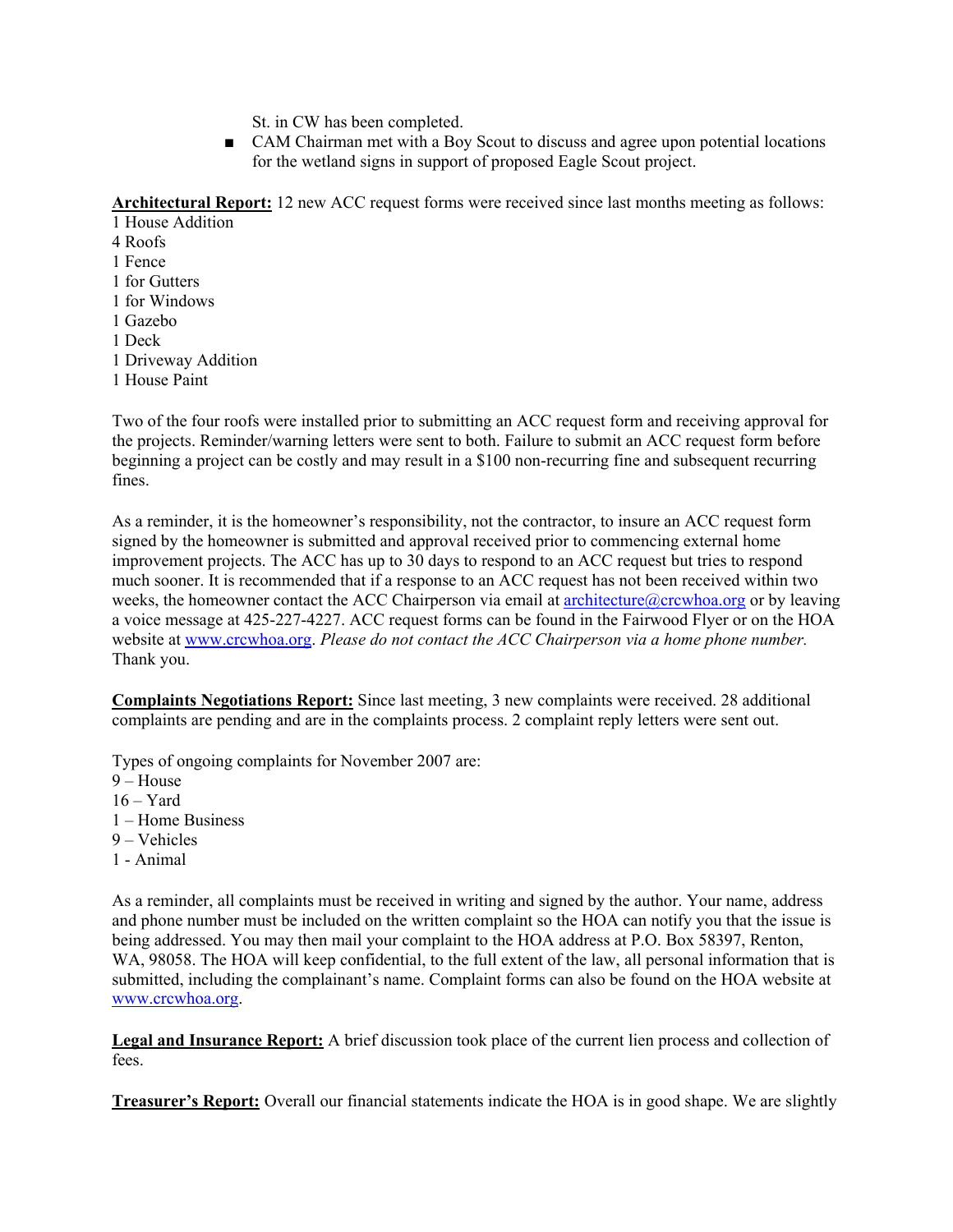St. in CW has been completed.

- CAM Chairman met with a Boy Scout to discuss and agree upon potential locations for the wetland signs in support of proposed Eagle Scout project.

**Architectural Report:** 12 new ACC request forms were received since last months meeting as follows:

1 House Addition
4 Roofs
1 Fence
1 for Gutters
1 for Windows
1 Gazebo
1 Deck
1 Driveway Addition
1 House Paint

Two of the four roofs were installed prior to submitting an ACC request form and receiving approval for the projects. Reminder/warning letters were sent to both. Failure to submit an ACC request form before beginning a project can be costly and may result in a $100 non-recurring fine and subsequent recurring fines.

As a reminder, it is the homeowner's responsibility, not the contractor, to insure an ACC request form signed by the homeowner is submitted and approval received prior to commencing external home improvement projects. The ACC has up to 30 days to respond to an ACC request but tries to respond much sooner. It is recommended that if a response to an ACC request has not been received within two weeks, the homeowner contact the ACC Chairperson via email at architecture@crcwhoa.org or by leaving a voice message at 425-227-4227. ACC request forms can be found in the Fairwood Flyer or on the HOA website at www.crcwhoa.org. *Please do not contact the ACC Chairperson via a home phone number.* Thank you.

**Complaints Negotiations Report:** Since last meeting, 3 new complaints were received. 28 additional complaints are pending and are in the complaints process. 2 complaint reply letters were sent out.

Types of ongoing complaints for November 2007 are:

9 – House
16 – Yard
1 – Home Business
9 – Vehicles
1 - Animal

As a reminder, all complaints must be received in writing and signed by the author. Your name, address and phone number must be included on the written complaint so the HOA can notify you that the issue is being addressed. You may then mail your complaint to the HOA address at P.O. Box 58397, Renton, WA, 98058. The HOA will keep confidential, to the full extent of the law, all personal information that is submitted, including the complainant's name. Complaint forms can also be found on the HOA website at www.crcwhoa.org.

**Legal and Insurance Report:** A brief discussion took place of the current lien process and collection of fees.

**Treasurer's Report:** Overall our financial statements indicate the HOA is in good shape. We are slightly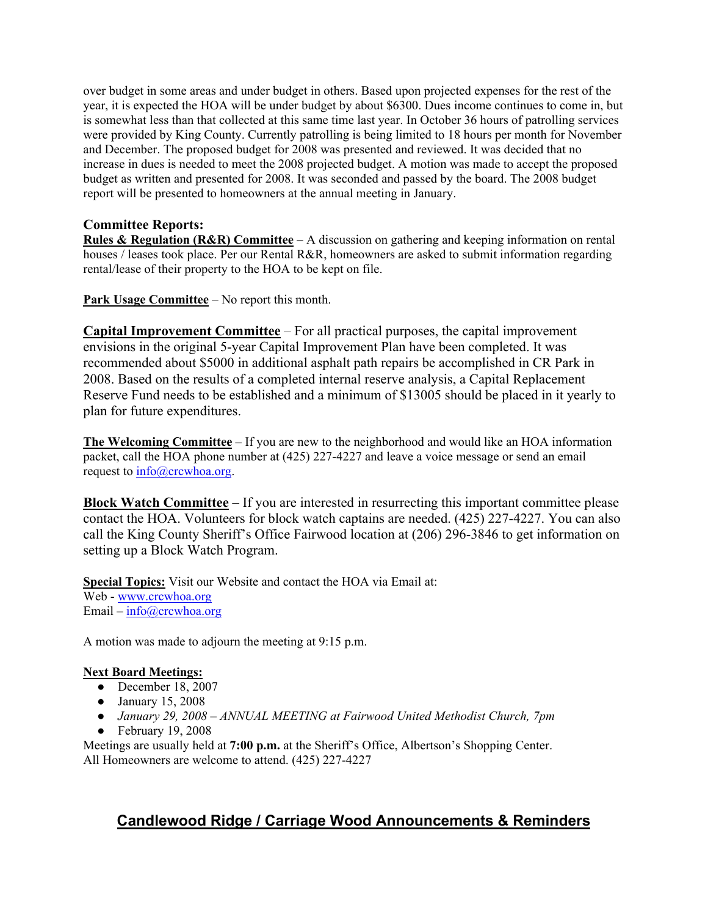over budget in some areas and under budget in others. Based upon projected expenses for the rest of the year, it is expected the HOA will be under budget by about $6300. Dues income continues to come in, but is somewhat less than that collected at this same time last year. In October 36 hours of patrolling services were provided by King County. Currently patrolling is being limited to 18 hours per month for November and December. The proposed budget for 2008 was presented and reviewed. It was decided that no increase in dues is needed to meet the 2008 projected budget. A motion was made to accept the proposed budget as written and presented for 2008. It was seconded and passed by the board. The 2008 budget report will be presented to homeowners at the annual meeting in January.

### Committee Reports:

**Rules & Regulation (R&R) Committee –** A discussion on gathering and keeping information on rental houses / leases took place. Per our Rental R&R, homeowners are asked to submit information regarding rental/lease of their property to the HOA to be kept on file.

**Park Usage Committee** – No report this month.

**Capital Improvement Committee** – For all practical purposes, the capital improvement envisions in the original 5-year Capital Improvement Plan have been completed. It was recommended about $5000 in additional asphalt path repairs be accomplished in CR Park in 2008. Based on the results of a completed internal reserve analysis, a Capital Replacement Reserve Fund needs to be established and a minimum of $13005 should be placed in it yearly to plan for future expenditures.

**The Welcoming Committee** – If you are new to the neighborhood and would like an HOA information packet, call the HOA phone number at (425) 227-4227 and leave a voice message or send an email request to info@crcwhoa.org.

**Block Watch Committee** – If you are interested in resurrecting this important committee please contact the HOA. Volunteers for block watch captains are needed. (425) 227-4227. You can also call the King County Sheriff's Office Fairwood location at (206) 296-3846 to get information on setting up a Block Watch Program.

**Special Topics:** Visit our Website and contact the HOA via Email at:
Web - www.crcwhoa.org
Email – info@crcwhoa.org

A motion was made to adjourn the meeting at 9:15 p.m.

**Next Board Meetings:**

- December 18, 2007
- January 15, 2008
- *January 29, 2008 – ANNUAL MEETING at Fairwood United Methodist Church, 7pm*
- February 19, 2008

Meetings are usually held at **7:00 p.m.** at the Sheriff's Office, Albertson's Shopping Center.
All Homeowners are welcome to attend. (425) 227-4227

## Candlewood Ridge / Carriage Wood Announcements & Reminders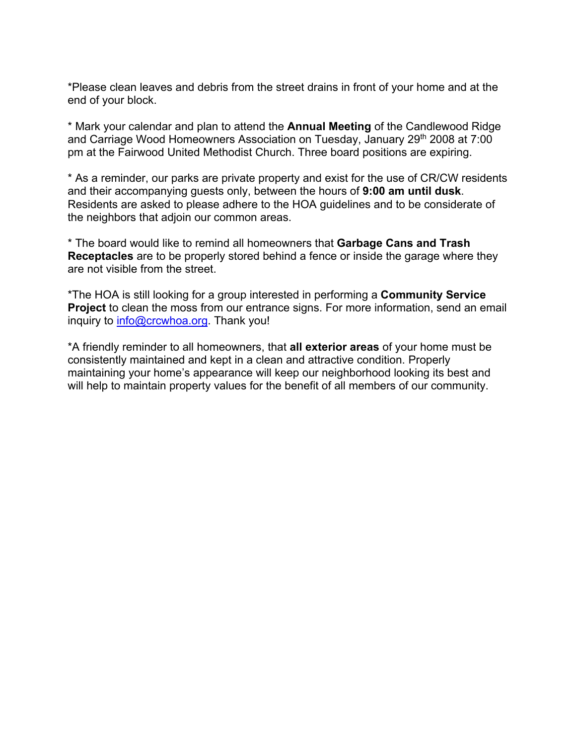*Please clean leaves and debris from the street drains in front of your home and at the end of your block.

* Mark your calendar and plan to attend the **Annual Meeting** of the Candlewood Ridge and Carriage Wood Homeowners Association on Tuesday, January 29th 2008 at 7:00 pm at the Fairwood United Methodist Church. Three board positions are expiring.

* As a reminder, our parks are private property and exist for the use of CR/CW residents and their accompanying guests only, between the hours of **9:00 am until dusk**. Residents are asked to please adhere to the HOA guidelines and to be considerate of the neighbors that adjoin our common areas.

* The board would like to remind all homeowners that **Garbage Cans and Trash Receptacles** are to be properly stored behind a fence or inside the garage where they are not visible from the street.

*The HOA is still looking for a group interested in performing a **Community Service Project** to clean the moss from our entrance signs. For more information, send an email inquiry to info@crcwhoa.org. Thank you!

*A friendly reminder to all homeowners, that **all exterior areas** of your home must be consistently maintained and kept in a clean and attractive condition. Properly maintaining your home's appearance will keep our neighborhood looking its best and will help to maintain property values for the benefit of all members of our community.